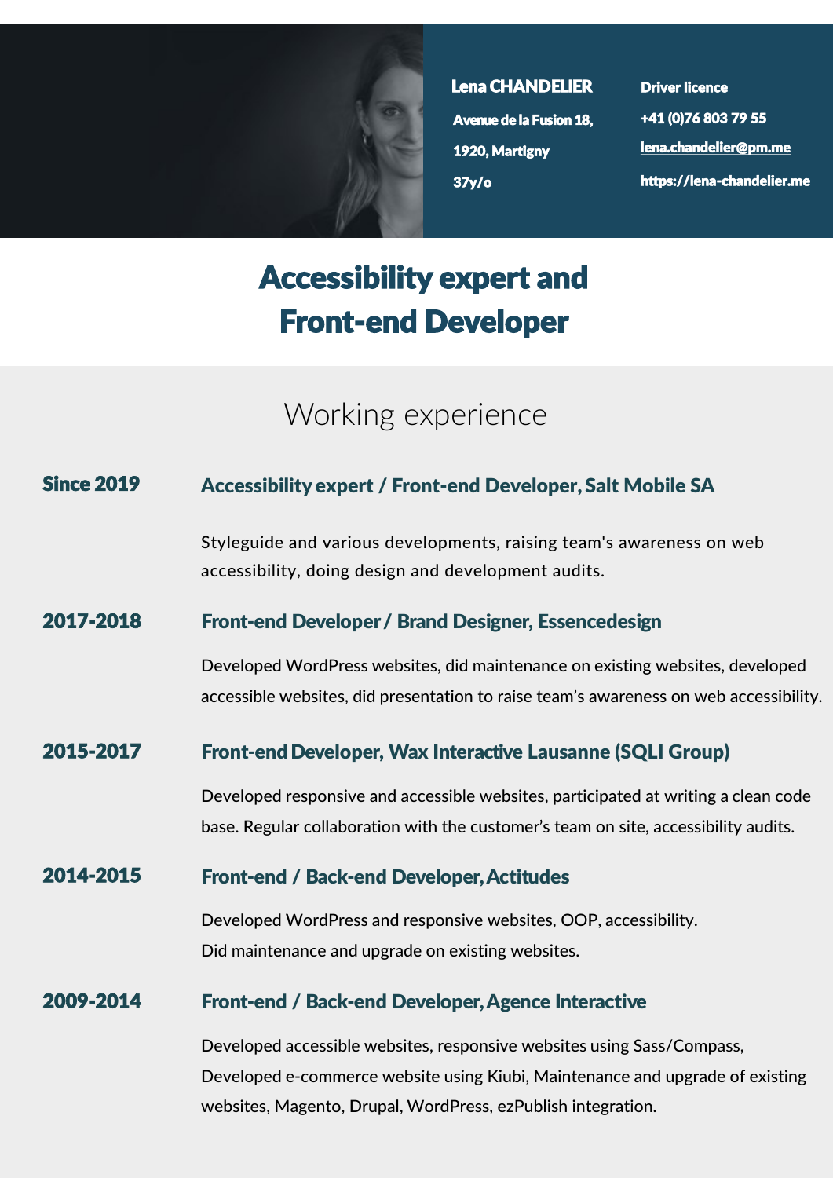Lena CHANDELIER
Avenue de la Fusion 18,
1920, Martigny
37y/o

Driver licence
+41 (0)76 803 79 55
[lena.chandelier@pm.me](mailto:lena.chandelier@pm.me)
[https://lena-chandelier.me](https://lena-chandelier.me)

# Accessibility expert and Front-end Developer

## Working experience

**Since 2019** — **Accessibility expert / Front-end Developer, Salt Mobile SA**

Styleguide and various developments, raising team's awareness on web accessibility, doing design and development audits.

**2017-2018** — **Front-end Developer / Brand Designer, Essencedesign**

Developed WordPress websites, did maintenance on existing websites, developed accessible websites, did presentation to raise team's awareness on web accessibility.

**2015-2017** — **Front-end Developer, Wax Interactive Lausanne (SQLI Group)**

Developed responsive and accessible websites, participated at writing a clean code base. Regular collaboration with the customer's team on site, accessibility audits.

**2014-2015** — **Front-end / Back-end Developer, Actitudes**

Developed WordPress and responsive websites, OOP, accessibility.
Did maintenance and upgrade on existing websites.

**2009-2014** — **Front-end / Back-end Developer, Agence Interactive**

Developed accessible websites, responsive websites using Sass/Compass,
Developed e-commerce website using Kiubi, Maintenance and upgrade of existing websites, Magento, Drupal, WordPress, ezPublish integration.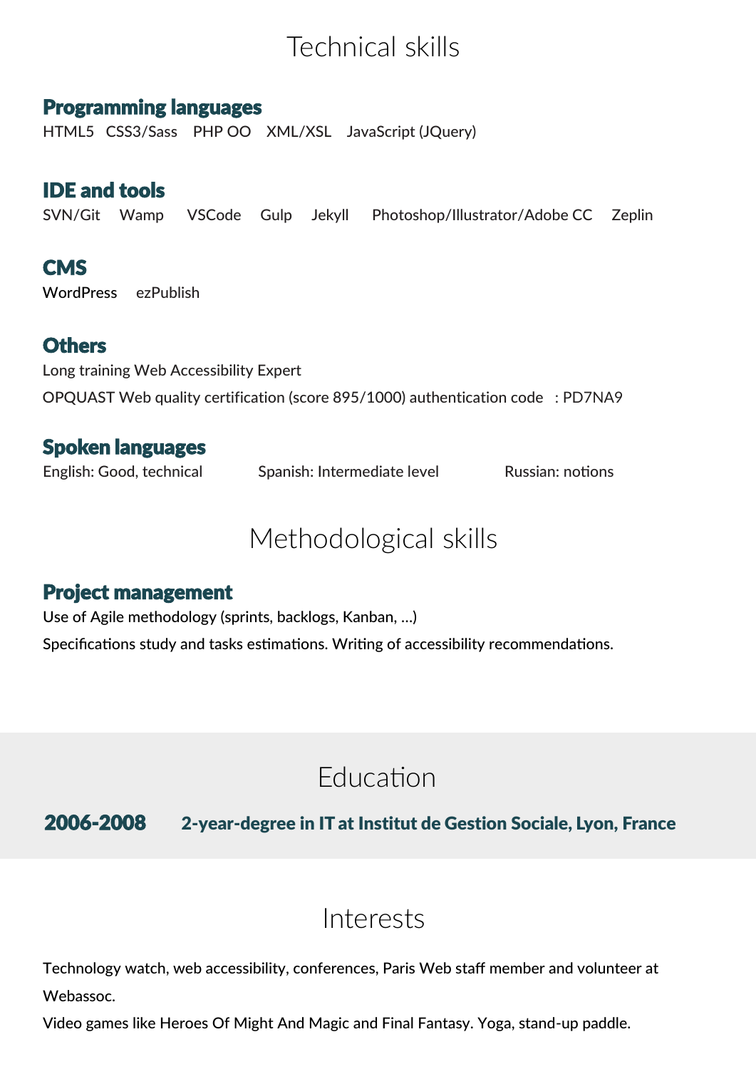# Technical skills

### Programming languages

HTML5 CSS3/Sass PHP OO XML/XSL JavaScript (JQuery)

### IDE and tools

SVN/Git Wamp VSCode Gulp Jekyll Photoshop/Illustrator/Adobe CC Zeplin

### CMS

WordPress ezPublish

### Others

Long training Web Accessibility Expert

OPQUAST Web quality certification (score 895/1000) authentication code : PD7NA9

### Spoken languages

English: Good, technical Spanish: Intermediate level Russian: notions

# Methodological skills

### Project management

Use of Agile methodology (sprints, backlogs, Kanban, …)

Specifications study and tasks estimations. Writing of accessibility recommendations.

# Education

**2006-2008** **2-year-degree in IT at Institut de Gestion Sociale, Lyon, France**

# Interests

Technology watch, web accessibility, conferences, Paris Web staff member and volunteer at Webassoc.

Video games like Heroes Of Might And Magic and Final Fantasy. Yoga, stand-up paddle.